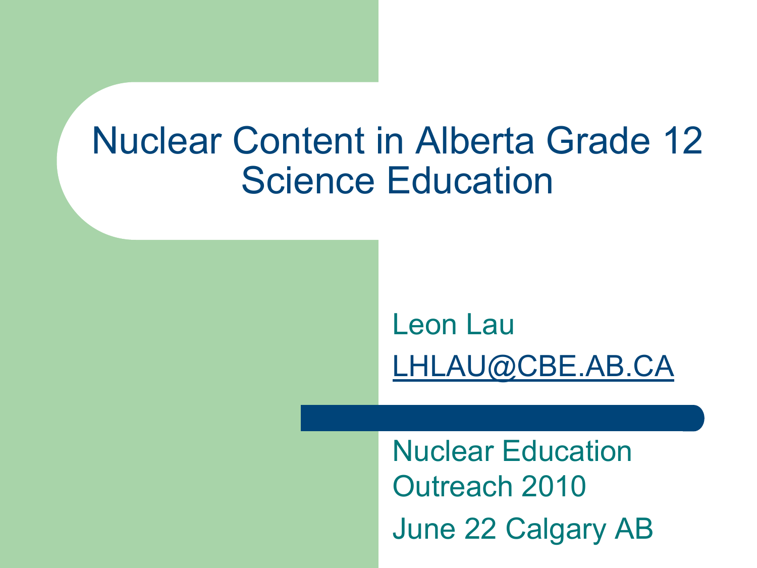# Nuclear Content in Alberta Grade 12 Science Education

Leon Lau

LHLAU@CBE.AB.CA

Nuclear Education Outreach 2010

June 22 Calgary AB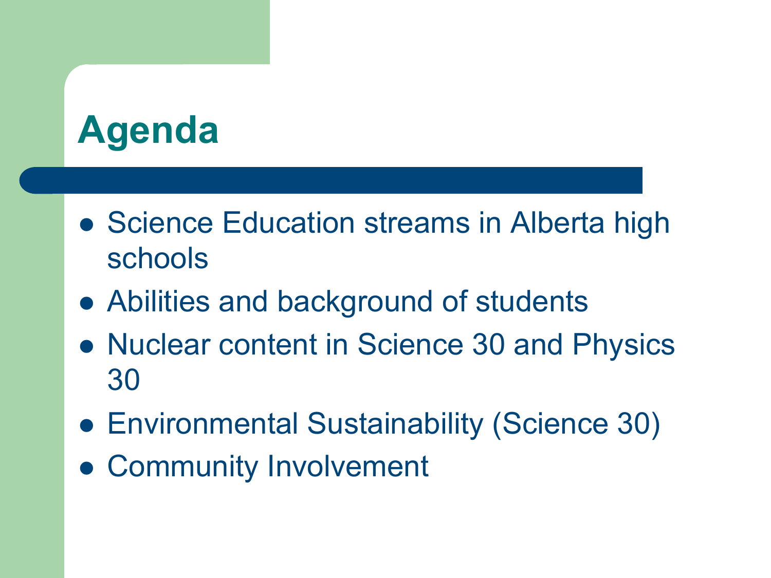# Agenda

- Science Education streams in Alberta high schools
- Abilities and background of students
- Nuclear content in Science 30 and Physics 30
- Environmental Sustainability (Science 30)
- Community Involvement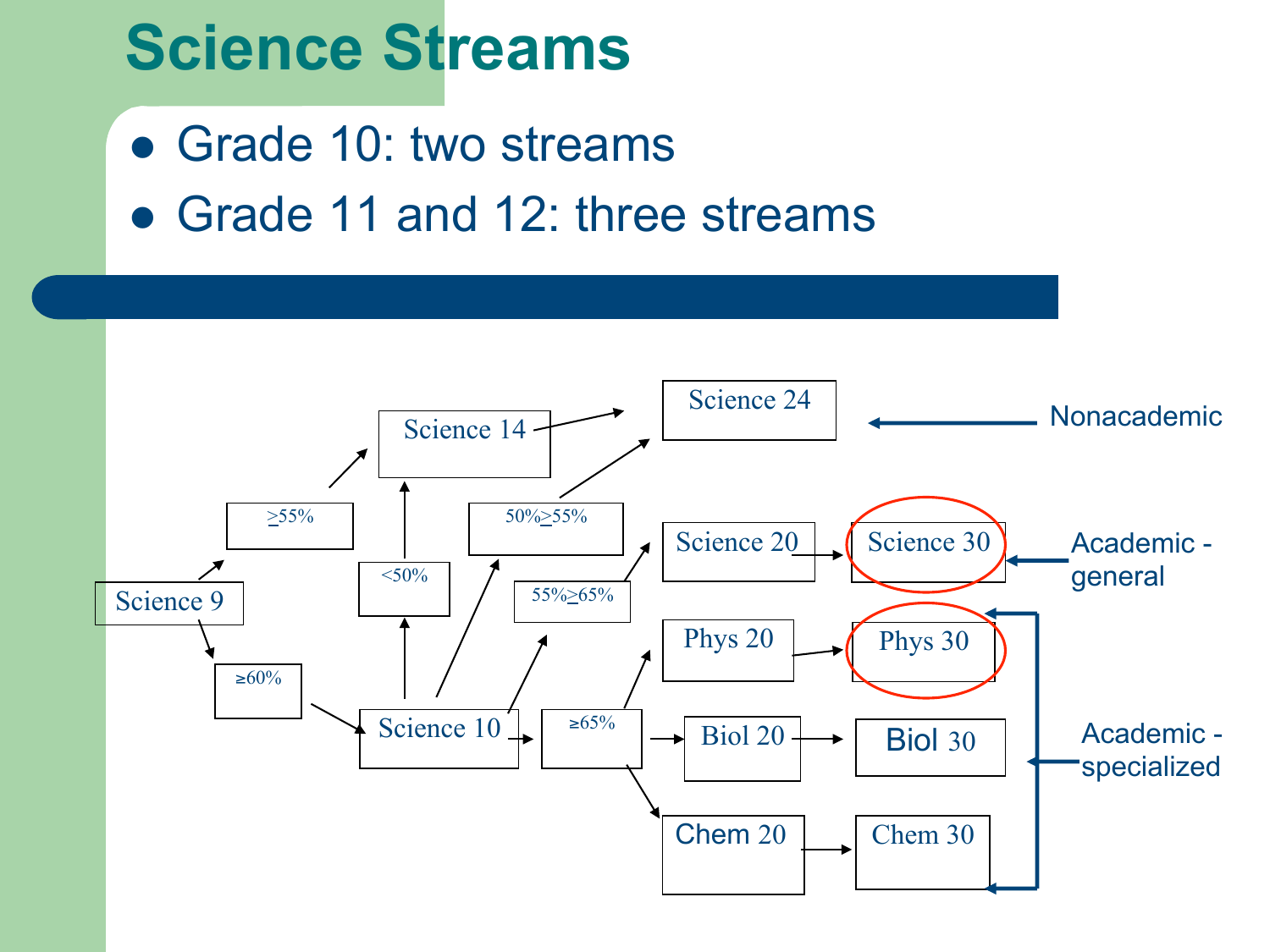# Science Streams

- Grade 10: two streams
- Grade 11 and 12: three streams

Science 9

≥55%

≥60%

Science 14

<50%

Science 10

50%≥55%

55%≥65%

≥65%

Science 24

Science 20

Science 30

Phys 20

Phys 30

Biol 20

Biol 30

Chem 20

Chem 30

Nonacademic

Academic - general

Academic - specialized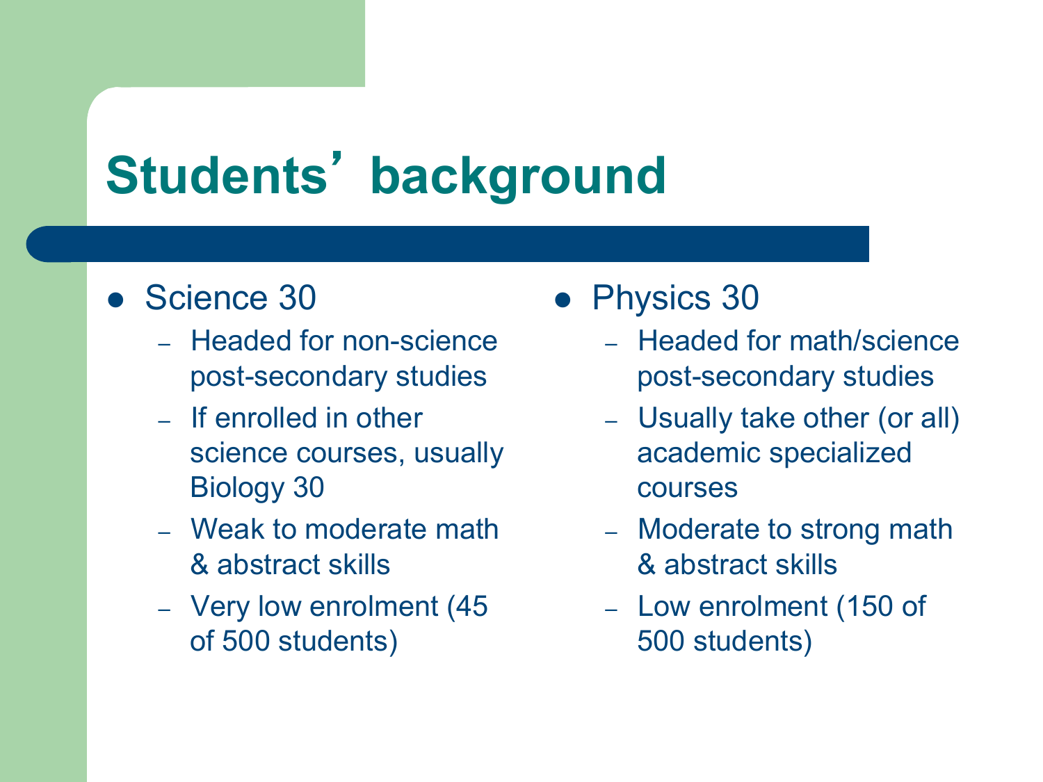# Students' background

- Science 30
  - Headed for non-science post-secondary studies
  - If enrolled in other science courses, usually Biology 30
  - Weak to moderate math & abstract skills
  - Very low enrolment (45 of 500 students)

- Physics 30
  - Headed for math/science post-secondary studies
  - Usually take other (or all) academic specialized courses
  - Moderate to strong math & abstract skills
  - Low enrolment (150 of 500 students)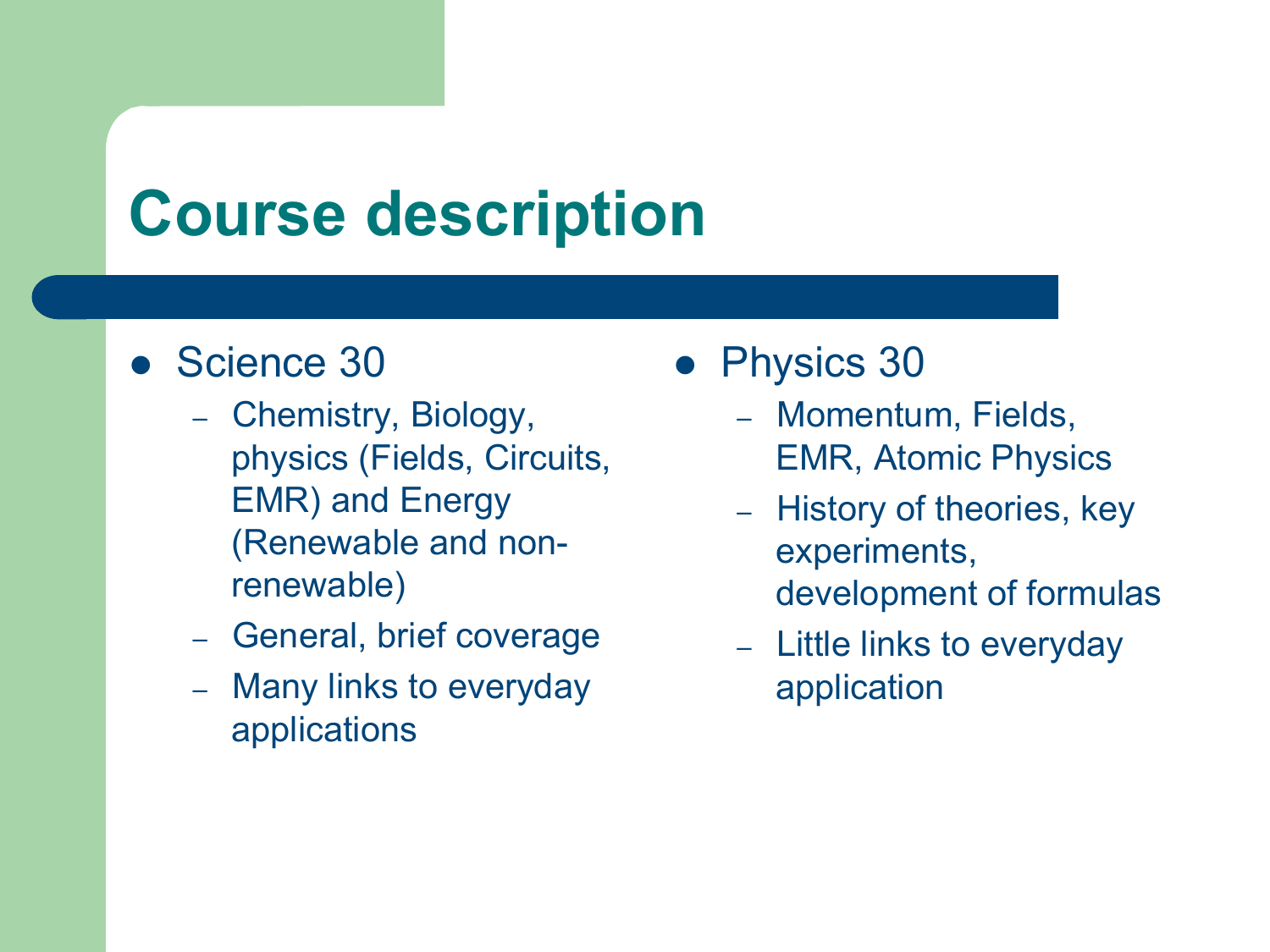# Course description

- Science 30
  - Chemistry, Biology, physics (Fields, Circuits, EMR) and Energy (Renewable and non-renewable)
  - General, brief coverage
  - Many links to everyday applications
- Physics 30
  - Momentum, Fields, EMR, Atomic Physics
  - History of theories, key experiments, development of formulas
  - Little links to everyday application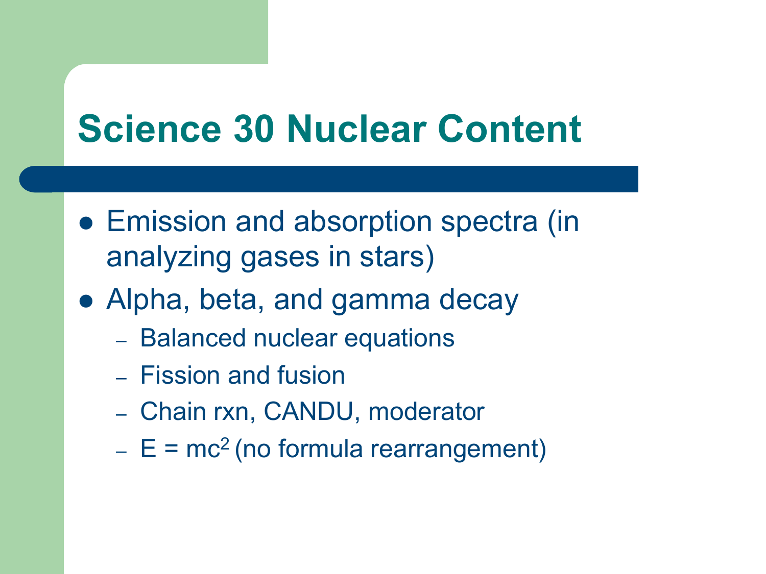# Science 30 Nuclear Content

- Emission and absorption spectra (in analyzing gases in stars)
- Alpha, beta, and gamma decay
  - Balanced nuclear equations
  - Fission and fusion
  - Chain rxn, CANDU, moderator
  - $E = mc^2$ (no formula rearrangement)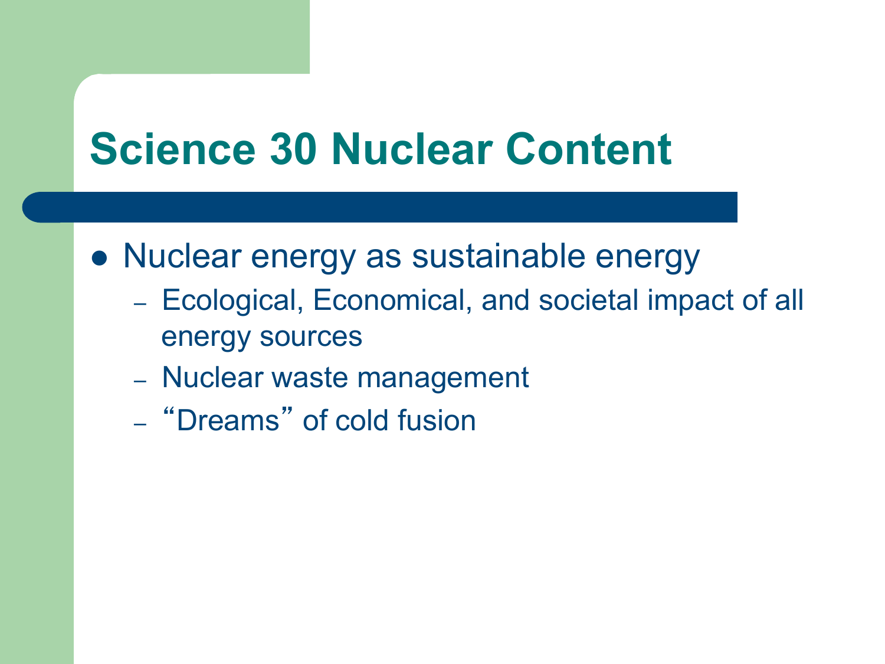# Science 30 Nuclear Content

- Nuclear energy as sustainable energy
  - Ecological, Economical, and societal impact of all energy sources
  - Nuclear waste management
  - "Dreams" of cold fusion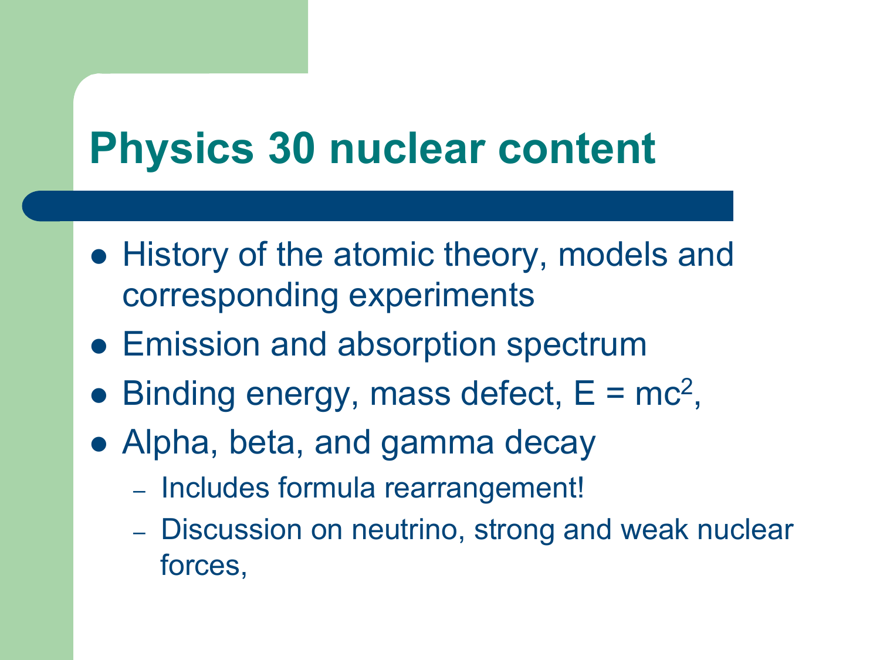# Physics 30 nuclear content

- History of the atomic theory, models and corresponding experiments
- Emission and absorption spectrum
- Binding energy, mass defect, $E = mc^2$,
- Alpha, beta, and gamma decay
  - Includes formula rearrangement!
  - Discussion on neutrino, strong and weak nuclear forces,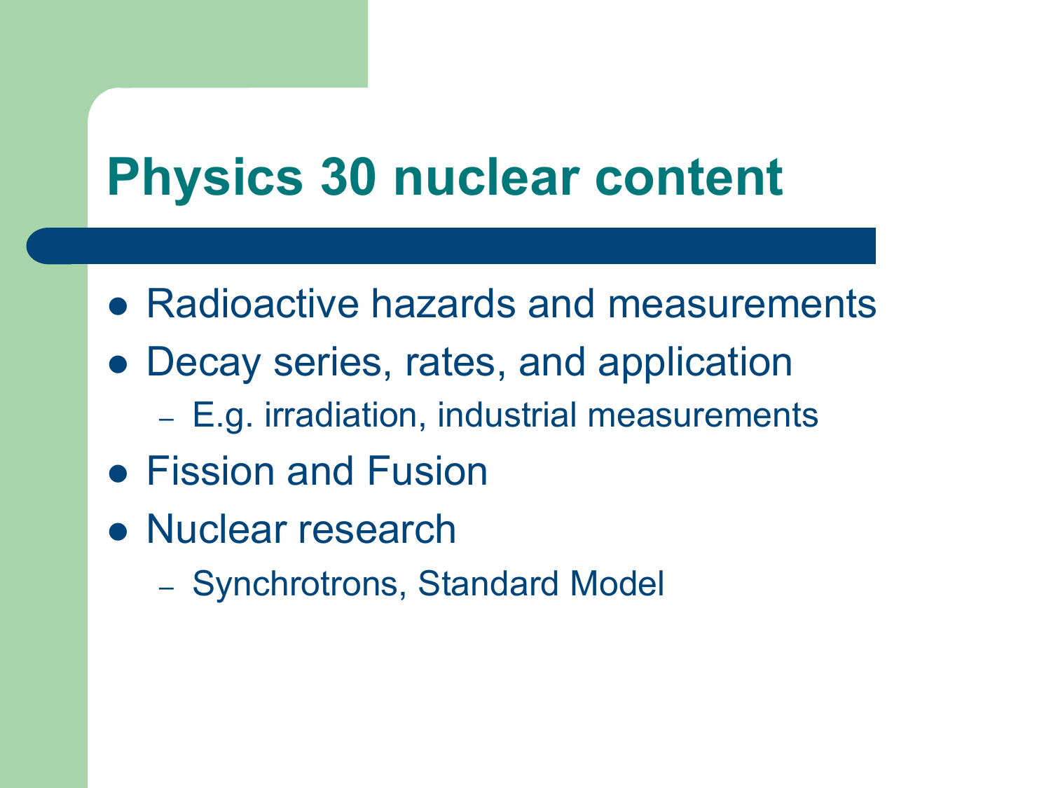# Physics 30 nuclear content

- Radioactive hazards and measurements
- Decay series, rates, and application
  - E.g. irradiation, industrial measurements
- Fission and Fusion
- Nuclear research
  - Synchrotrons, Standard Model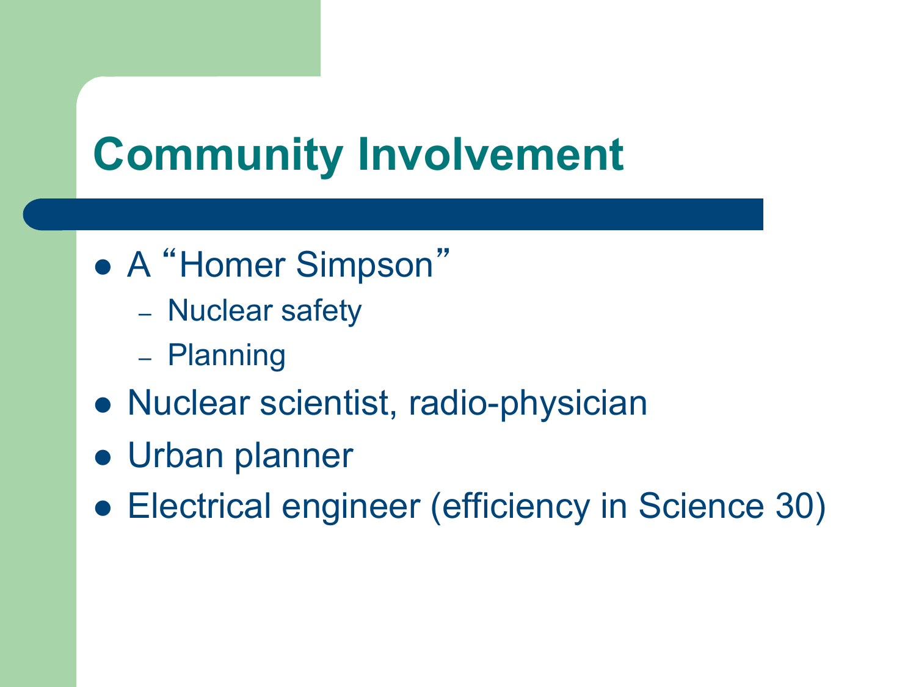# Community Involvement

- A “Homer Simpson”
  - Nuclear safety
  - Planning
- Nuclear scientist, radio-physician
- Urban planner
- Electrical engineer (efficiency in Science 30)